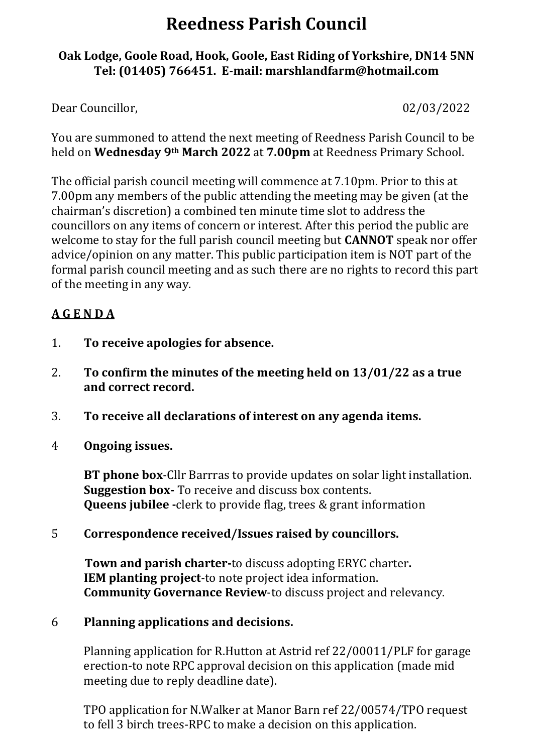# Reedness Parish Council

**Oak Lodge, Goole Road, Hook, Goole, East Riding of Yorkshire, DN14 5NN**
**Tel: (01405) 766451. E-mail: marshlandfarm@hotmail.com**

Dear Councillor, 02/03/2022

You are summoned to attend the next meeting of Reedness Parish Council to be held on **Wednesday 9th March 2022** at **7.00pm** at Reedness Primary School.

The official parish council meeting will commence at 7.10pm. Prior to this at 7.00pm any members of the public attending the meeting may be given (at the chairman's discretion) a combined ten minute time slot to address the councillors on any items of concern or interest. After this period the public are welcome to stay for the full parish council meeting but **CANNOT** speak nor offer advice/opinion on any matter. This public participation item is NOT part of the formal parish council meeting and as such there are no rights to record this part of the meeting in any way.

**A G E N D A**

1. **To receive apologies for absence.**

2. **To confirm the minutes of the meeting held on 13/01/22 as a true and correct record.**

3. **To receive all declarations of interest on any agenda items.**

4 **Ongoing issues.**

 **BT phone box**-Cllr Barrras to provide updates on solar light installation.
 **Suggestion box-** To receive and discuss box contents.
 **Queens jubilee -**clerk to provide flag, trees & grant information

5 **Correspondence received/Issues raised by councillors.**

 **Town and parish charter-**to discuss adopting ERYC charter**.**
 **IEM planting project**-to note project idea information.
 **Community Governance Review**-to discuss project and relevancy.

6 **Planning applications and decisions.**

 Planning application for R.Hutton at Astrid ref 22/00011/PLF for garage erection-to note RPC approval decision on this application (made mid meeting due to reply deadline date).

 TPO application for N.Walker at Manor Barn ref 22/00574/TPO request to fell 3 birch trees-RPC to make a decision on this application.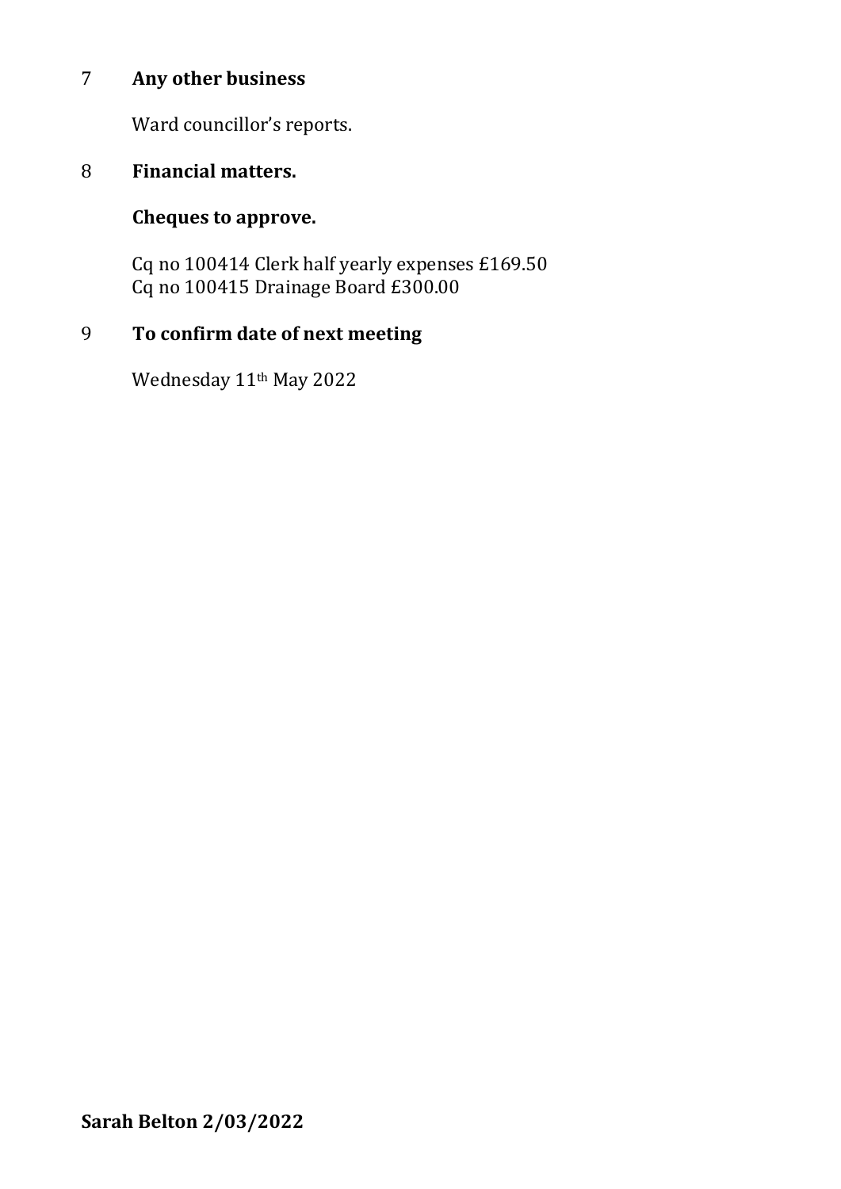7 **Any other business**

Ward councillor's reports.

8 **Financial matters.**

**Cheques to approve.**

Cq no 100414 Clerk half yearly expenses £169.50
Cq no 100415 Drainage Board £300.00

9 **To confirm date of next meeting**

Wednesday 11th May 2022

**Sarah Belton 2/03/2022**